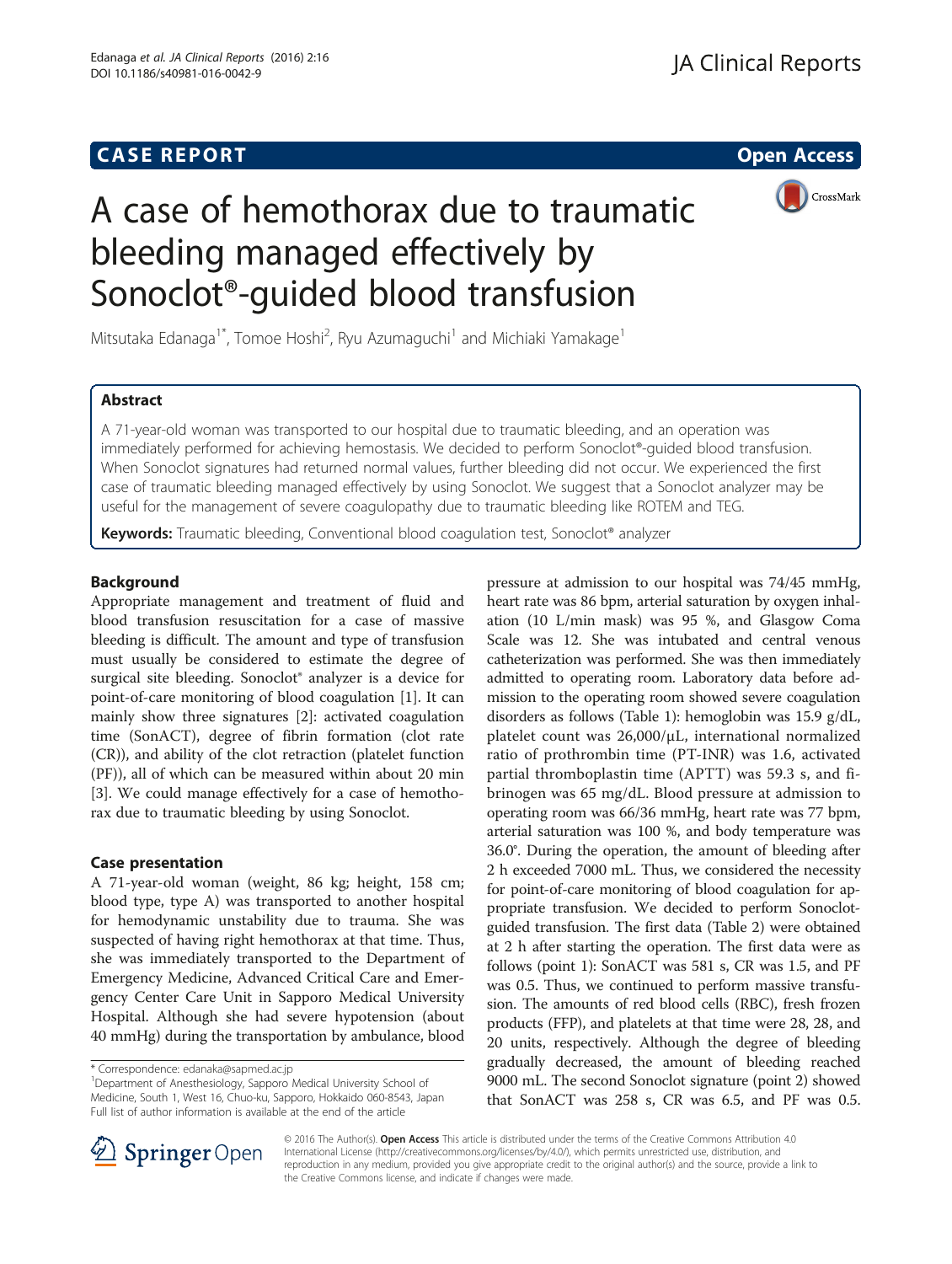CASE REPORT

Open Access

# A case of hemothorax due to traumatic bleeding managed effectively by Sonoclot®-guided blood transfusion

Mitsutaka Edanaga[1*], Tomoe Hoshi[2], Ryu Azumaguchi[1] and Michiaki Yamakage[1]

## Abstract

A 71-year-old woman was transported to our hospital due to traumatic bleeding, and an operation was immediately performed for achieving hemostasis. We decided to perform Sonoclot®-guided blood transfusion. When Sonoclot signatures had returned normal values, further bleeding did not occur. We experienced the first case of traumatic bleeding managed effectively by using Sonoclot. We suggest that a Sonoclot analyzer may be useful for the management of severe coagulopathy due to traumatic bleeding like ROTEM and TEG.

**Keywords:** Traumatic bleeding, Conventional blood coagulation test, Sonoclot® analyzer

## Background

Appropriate management and treatment of fluid and blood transfusion resuscitation for a case of massive bleeding is difficult. The amount and type of transfusion must usually be considered to estimate the degree of surgical site bleeding. Sonoclot® analyzer is a device for point-of-care monitoring of blood coagulation [1]. It can mainly show three signatures [2]: activated coagulation time (SonACT), degree of fibrin formation (clot rate (CR)), and ability of the clot retraction (platelet function (PF)), all of which can be measured within about 20 min [3]. We could manage effectively for a case of hemothorax due to traumatic bleeding by using Sonoclot.

## Case presentation

A 71-year-old woman (weight, 86 kg; height, 158 cm; blood type, type A) was transported to another hospital for hemodynamic unstability due to trauma. She was suspected of having right hemothorax at that time. Thus, she was immediately transported to the Department of Emergency Medicine, Advanced Critical Care and Emergency Center Care Unit in Sapporo Medical University Hospital. Although she had severe hypotension (about 40 mmHg) during the transportation by ambulance, blood pressure at admission to our hospital was 74/45 mmHg, heart rate was 86 bpm, arterial saturation by oxygen inhalation (10 L/min mask) was 95 %, and Glasgow Coma Scale was 12. She was intubated and central venous catheterization was performed. She was then immediately admitted to operating room. Laboratory data before admission to the operating room showed severe coagulation disorders as follows (Table 1): hemoglobin was 15.9 g/dL, platelet count was 26,000/μL, international normalized ratio of prothrombin time (PT-INR) was 1.6, activated partial thromboplastin time (APTT) was 59.3 s, and fibrinogen was 65 mg/dL. Blood pressure at admission to operating room was 66/36 mmHg, heart rate was 77 bpm, arterial saturation was 100 %, and body temperature was 36.0°. During the operation, the amount of bleeding after 2 h exceeded 7000 mL. Thus, we considered the necessity for point-of-care monitoring of blood coagulation for appropriate transfusion. We decided to perform Sonoclot-guided blood transfusion. The first data (Table 2) were obtained at 2 h after starting the operation. The first data were as follows (point 1): SonACT was 581 s, CR was 1.5, and PF was 0.5. Thus, we continued to perform massive transfusion. The amounts of red blood cells (RBC), fresh frozen products (FFP), and platelets at that time were 28, 28, and 20 units, respectively. Although the degree of bleeding gradually decreased, the amount of bleeding reached 9000 mL. The second Sonoclot signature (point 2) showed that SonACT was 258 s, CR was 6.5, and PF was 0.5.

* Correspondence: edanaka@sapmed.ac.jp
[1]Department of Anesthesiology, Sapporo Medical University School of Medicine, South 1, West 16, Chu-ku, Sapporo, Hokkaido 060-8543, Japan
Full list of author information is available at the end of the article

© 2016 The Author(s). Open Access This article is distributed under the terms of the Creative Commons Attribution 4.0 International License (http://creativecommons.org/licenses/by/4.0/), which permits unrestricted use, distribution, and reproduction in any medium, provided you give appropriate credit to the original author(s) and the source, provide a link to the Creative Commons license, and indicate if changes were made.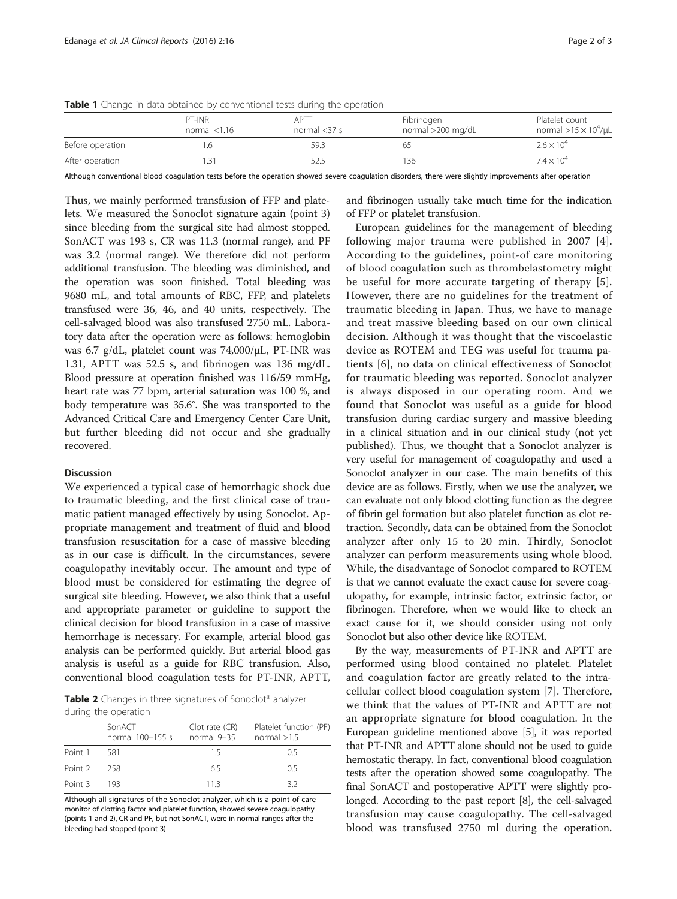**Table 1** Change in data obtained by conventional tests during the operation

| | PT-INR normal <1.16 | APTT normal <37 s | Fibrinogen normal >200 mg/dL | Platelet count normal $>15 \times 10^4$/μL |
|---|---|---|---|---|
| Before operation | 1.6 | 59.3 | 65 | $2.6 \times 10^4$ |
| After operation | 1.31 | 52.5 | 136 | $7.4 \times 10^4$ |

Although conventional blood coagulation tests before the operation showed severe coagulation disorders, there were slightly improvements after operation

Thus, we mainly performed transfusion of FFP and platelets. We measured the Sonoclot signature again (point 3) since bleeding from the surgical site had almost stopped. SonACT was 193 s, CR was 11.3 (normal range), and PF was 3.2 (normal range). We therefore did not perform additional transfusion. The bleeding was diminished, and the operation was soon finished. Total bleeding was 9680 mL, and total amounts of RBC, FFP, and platelets transfused were 36, 46, and 40 units, respectively. The cell-salvaged blood was also transfused 2750 mL. Laboratory data after the operation were as follows: hemoglobin was 6.7 g/dL, platelet count was 74,000/μL, PT-INR was 1.31, APTT was 52.5 s, and fibrinogen was 136 mg/dL. Blood pressure at operation finished was 116/59 mmHg, heart rate was 77 bpm, arterial saturation was 100 %, and body temperature was 35.6°. She was transported to the Advanced Critical Care and Emergency Center Care Unit, but further bleeding did not occur and she gradually recovered.

## Discussion

We experienced a typical case of hemorrhagic shock due to traumatic bleeding, and the first clinical case of traumatic patient managed effectively by using Sonoclot. Appropriate management and treatment of fluid and blood transfusion resuscitation for a case of massive bleeding as in our case is difficult. In the circumstances, severe coagulopathy inevitably occur. The amount and type of blood must be considered for estimating the degree of surgical site bleeding. However, we also think that a useful and appropriate parameter or guideline to support the clinical decision for blood transfusion in a case of massive hemorrhage is necessary. For example, arterial blood gas analysis can be performed quickly. But arterial blood gas analysis is useful as a guide for RBC transfusion. Also, conventional blood coagulation tests for PT-INR, APTT, and fibrinogen usually take much time for the indication of FFP or platelet transfusion.

**Table 2** Changes in three signatures of Sonoclot® analyzer during the operation

| | SonACT normal 100–155 s | Clot rate (CR) normal 9–35 | Platelet function (PF) normal >1.5 |
|---|---|---|---|
| Point 1 | 581 | 1.5 | 0.5 |
| Point 2 | 258 | 6.5 | 0.5 |
| Point 3 | 193 | 11.3 | 3.2 |

Although all signatures of the Sonoclot analyzer, which is a point-of-care monitor of clotting factor and platelet function, showed severe coagulopathy (points 1 and 2), CR and PF, but not SonACT, were in normal ranges after the bleeding had stopped (point 3)

European guidelines for the management of bleeding following major trauma were published in 2007 [4]. According to the guidelines, point-of care monitoring of blood coagulation such as thrombelastometry might be useful for more accurate targeting of therapy [5]. However, there are no guidelines for the treatment of traumatic bleeding in Japan. Thus, we have to manage and treat massive bleeding based on our own clinical decision. Although it was thought that the viscoelastic device as ROTEM and TEG was useful for trauma patients [6], no data on clinical effectiveness of Sonoclot for traumatic bleeding was reported. Sonoclot analyzer is always disposed in our operating room. And we found that Sonoclot was useful as a guide for blood transfusion during cardiac surgery and massive bleeding in a clinical situation and in our clinical study (not yet published). Thus, we thought that a Sonoclot analyzer is very useful for management of coagulopathy and used a Sonoclot analyzer in our case. The main benefits of this device are as follows. Firstly, when we use the analyzer, we can evaluate not only blood clotting function as the degree of fibrin gel formation but also platelet function as clot retraction. Secondly, data can be obtained from the Sonoclot analyzer after only 15 to 20 min. Thirdly, Sonoclot analyzer can perform measurements using whole blood. While, the disadvantage of Sonoclot compared to ROTEM is that we cannot evaluate the exact cause for severe coagulopathy, for example, intrinsic factor, extrinsic factor, or fibrinogen. Therefore, when we would like to check an exact cause for it, we should consider using not only Sonoclot but also other device like ROTEM.

By the way, measurements of PT-INR and APTT are performed using blood contained no platelet. Platelet and coagulation factor are greatly related to the intracellular collect blood coagulation system [7]. Therefore, we think that the values of PT-INR and APTT are not an appropriate signature for blood coagulation. In the European guideline mentioned above [5], it was reported that PT-INR and APTT alone should not be used to guide hemostatic therapy. In fact, conventional blood coagulation tests after the operation showed some coagulopathy. The final SonACT and postoperative APTT were slightly prolonged. According to the past report [8], the cell-salvaged transfusion may cause coagulopathy. The cell-salvaged blood was transfused 2750 ml during the operation.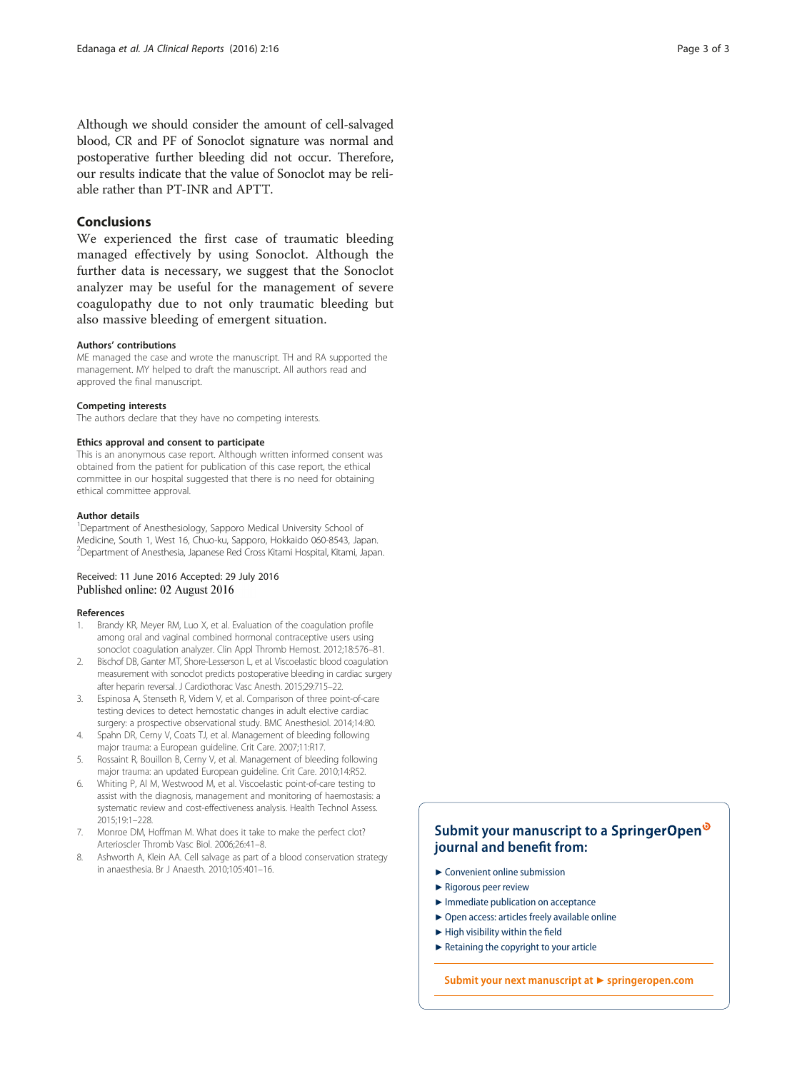Although we should consider the amount of cell-salvaged blood, CR and PF of Sonoclot signature was normal and postoperative further bleeding did not occur. Therefore, our results indicate that the value of Sonoclot may be reliable rather than PT-INR and APTT.

## Conclusions

We experienced the first case of traumatic bleeding managed effectively by using Sonoclot. Although the further data is necessary, we suggest that the Sonoclot analyzer may be useful for the management of severe coagulopathy due to not only traumatic bleeding but also massive bleeding of emergent situation.

### Authors' contributions

ME managed the case and wrote the manuscript. TH and RA supported the management. MY helped to draft the manuscript. All authors read and approved the final manuscript.

### Competing interests

The authors declare that they have no competing interests.

### Ethics approval and consent to participate

This is an anonymous case report. Although written informed consent was obtained from the patient for publication of this case report, the ethical committee in our hospital suggested that there is no need for obtaining ethical committee approval.

### Author details

[1]Department of Anesthesiology, Sapporo Medical University School of Medicine, South 1, West 16, Chuo-ku, Sapporo, Hokkaido 060-8543, Japan. [2]Department of Anesthesia, Japanese Red Cross Kitami Hospital, Kitami, Japan.

Received: 11 June 2016 Accepted: 29 July 2016
Published online: 02 August 2016

### References

1. Brandy KR, Meyer RM, Luo X, et al. Evaluation of the coagulation profile among oral and vaginal combined hormonal contraceptive users using sonoclot coagulation analyzer. Clin Appl Thromb Hemost. 2012;18:576–81.
2. Bischof DB, Ganter MT, Shore-Lesserson L, et al. Viscoelastic blood coagulation measurement with sonoclot predicts postoperative bleeding in cardiac surgery after heparin reversal. J Cardiothorac Vasc Anesth. 2015;29:715–22.
3. Espinosa A, Stenseth R, Videm V, et al. Comparison of three point-of-care testing devices to detect hemostatic changes in adult elective cardiac surgery: a prospective observational study. BMC Anesthesiol. 2014;14:80.
4. Spahn DR, Cerny V, Coats TJ, et al. Management of bleeding following major trauma: a European guideline. Crit Care. 2007;11:R17.
5. Rossaint R, Bouillon B, Cerny V, et al. Management of bleeding following major trauma: an updated European guideline. Crit Care. 2010;14:R52.
6. Whiting P, Al M, Westwood M, et al. Viscoelastic point-of-care testing to assist with the diagnosis, management and monitoring of haemostasis: a systematic review and cost-effectiveness analysis. Health Technol Assess. 2015;19:1–228.
7. Monroe DM, Hoffman M. What does it take to make the perfect clot? Arterioscler Thromb Vasc Biol. 2006;26:41–8.
8. Ashworth A, Klein AA. Cell salvage as part of a blood conservation strategy in anaesthesia. Br J Anaesth. 2010;105:401–16.